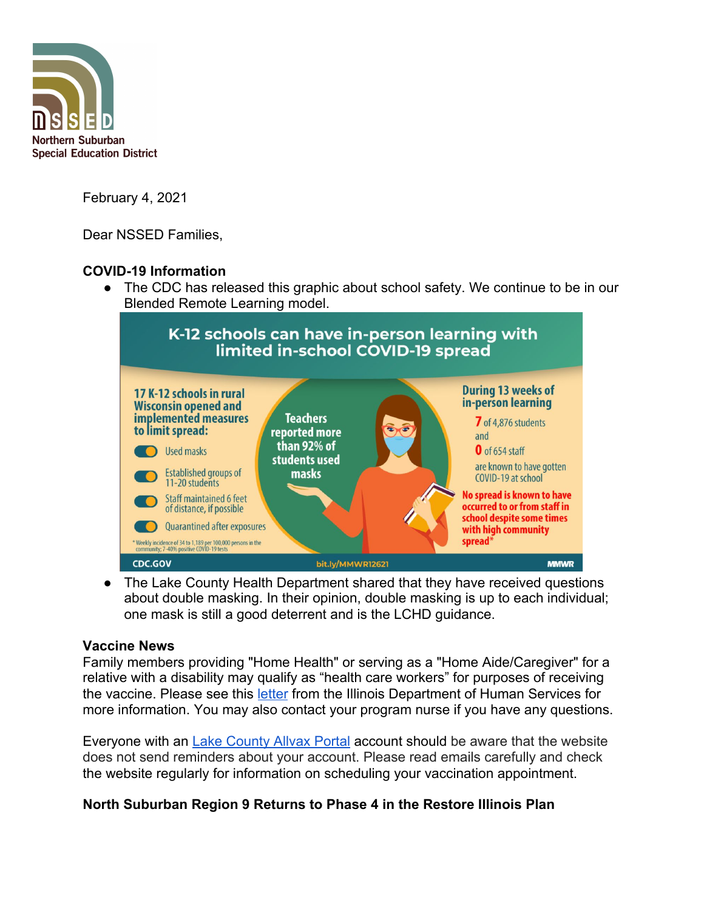**NSSED**
**Northern Suburban Special Education District**

February 4, 2021

Dear NSSED Families,

**COVID-19 Information**

- The CDC has released this graphic about school safety. We continue to be in our Blended Remote Learning model.

K-12 schools can have in-person learning with limited in-school COVID-19 spread

17 K-12 schools in rural Wisconsin opened and implemented measures to limit spread:

- Used masks
- Established groups of 11-20 students
- Staff maintained 6 feet of distance, if possible
- Quarantined after exposures

Teachers reported more than 92% of students used masks

During 13 weeks of in-person learning 7 of 4,876 students and 0 of 654 staff are known to have gotten COVID-19 at school

No spread is known to have occurred to or from staff in school despite some times with high community spread*

* Weekly incidence of 34 to 1,189 per 100,000 persons in the community; 7-40% positive COVID-19 tests

CDC.GOV bit.ly/MMWR12621 MMWR

- The Lake County Health Department shared that they have received questions about double masking. In their opinion, double masking is up to each individual; one mask is still a good deterrent and is the LCHD guidance.

**Vaccine News**

Family members providing "Home Health" or serving as a "Home Aide/Caregiver" for a relative with a disability may qualify as "health care workers" for purposes of receiving the vaccine. Please see this [letter]() from the Illinois Department of Human Services for more information. You may also contact your program nurse if you have any questions.

Everyone with an [Lake County Allvax Portal]() account should be aware that the website does not send reminders about your account. Please read emails carefully and check the website regularly for information on scheduling your vaccination appointment.

**North Suburban Region 9 Returns to Phase 4 in the Restore Illinois Plan**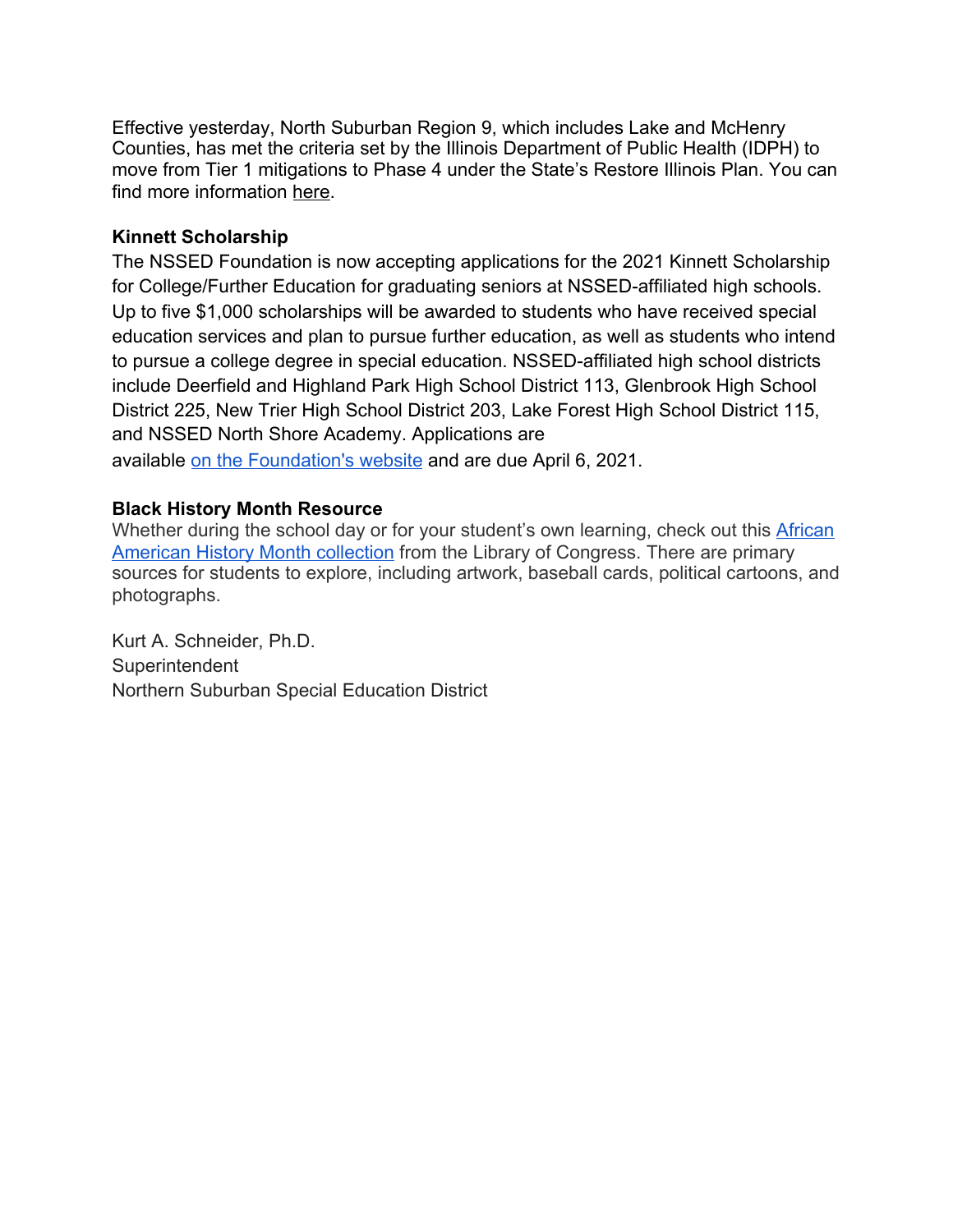Effective yesterday, North Suburban Region 9, which includes Lake and McHenry Counties, has met the criteria set by the Illinois Department of Public Health (IDPH) to move from Tier 1 mitigations to Phase 4 under the State's Restore Illinois Plan. You can find more information here.

**Kinnett Scholarship**

The NSSED Foundation is now accepting applications for the 2021 Kinnett Scholarship for College/Further Education for graduating seniors at NSSED-affiliated high schools. Up to five $1,000 scholarships will be awarded to students who have received special education services and plan to pursue further education, as well as students who intend to pursue a college degree in special education. NSSED-affiliated high school districts include Deerfield and Highland Park High School District 113, Glenbrook High School District 225, New Trier High School District 203, Lake Forest High School District 115, and NSSED North Shore Academy. Applications are available on the Foundation's website and are due April 6, 2021.

**Black History Month Resource**

Whether during the school day or for your student's own learning, check out this African American History Month collection from the Library of Congress. There are primary sources for students to explore, including artwork, baseball cards, political cartoons, and photographs.

Kurt A. Schneider, Ph.D.
Superintendent
Northern Suburban Special Education District